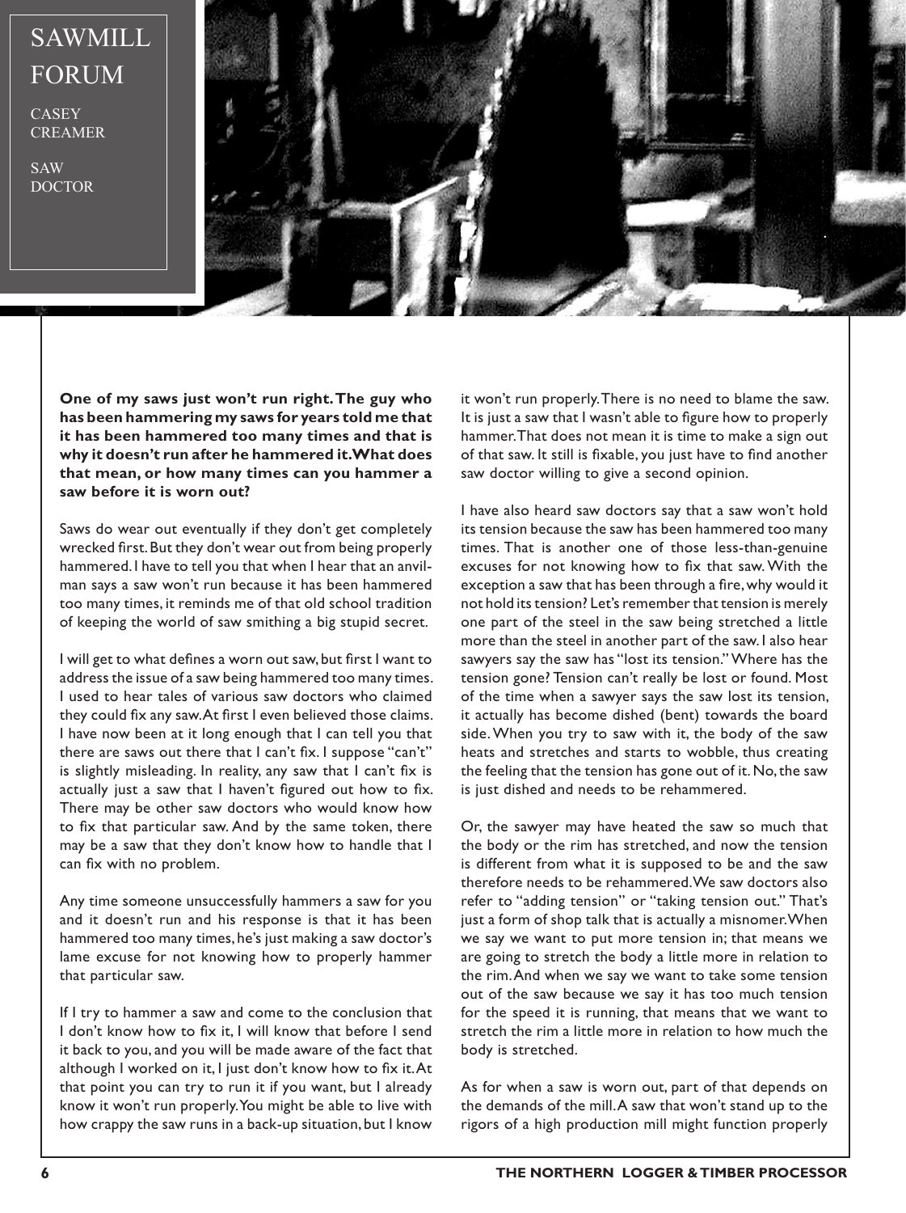# SAWMILL FORUM

CASEY CREAMER

SAW DOCTOR

**One of my saws just won't run right. The guy who has been hammering my saws for years told me that it has been hammered too many times and that is why it doesn't run after he hammered it. What does that mean, or how many times can you hammer a saw before it is worn out?**

Saws do wear out eventually if they don't get completely wrecked first. But they don't wear out from being properly hammered. I have to tell you that when I hear that an anvil-man says a saw won't run because it has been hammered too many times, it reminds me of that old school tradition of keeping the world of saw smithing a big stupid secret.

I will get to what defines a worn out saw, but first I want to address the issue of a saw being hammered too many times. I used to hear tales of various saw doctors who claimed they could fix any saw. At first I even believed those claims. I have now been at it long enough that I can tell you that there are saws out there that I can't fix. I suppose "can't" is slightly misleading. In reality, any saw that I can't fix is actually just a saw that I haven't figured out how to fix. There may be other saw doctors who would know how to fix that particular saw. And by the same token, there may be a saw that they don't know how to handle that I can fix with no problem.

Any time someone unsuccessfully hammers a saw for you and it doesn't run and his response is that it has been hammered too many times, he's just making a saw doctor's lame excuse for not knowing how to properly hammer that particular saw.

If I try to hammer a saw and come to the conclusion that I don't know how to fix it, I will know that before I send it back to you, and you will be made aware of the fact that although I worked on it, I just don't know how to fix it. At that point you can try to run it if you want, but I already know it won't run properly. You might be able to live with how crappy the saw runs in a back-up situation, but I know it won't run properly. There is no need to blame the saw. It is just a saw that I wasn't able to figure how to properly hammer. That does not mean it is time to make a sign out of that saw. It still is fixable, you just have to find another saw doctor willing to give a second opinion.

I have also heard saw doctors say that a saw won't hold its tension because the saw has been hammered too many times. That is another one of those less-than-genuine excuses for not knowing how to fix that saw. With the exception a saw that has been through a fire, why would it not hold its tension? Let's remember that tension is merely one part of the steel in the saw being stretched a little more than the steel in another part of the saw. I also hear sawyers say the saw has "lost its tension." Where has the tension gone? Tension can't really be lost or found. Most of the time when a sawyer says the saw lost its tension, it actually has become dished (bent) towards the board side. When you try to saw with it, the body of the saw heats and stretches and starts to wobble, thus creating the feeling that the tension has gone out of it. No, the saw is just dished and needs to be rehammered.

Or, the sawyer may have heated the saw so much that the body or the rim has stretched, and now the tension is different from what it is supposed to be and the saw therefore needs to be rehammered. We saw doctors also refer to "adding tension" or "taking tension out." That's just a form of shop talk that is actually a misnomer. When we say we want to put more tension in; that means we are going to stretch the body a little more in relation to the rim. And when we say we want to take some tension out of the saw because we say it has too much tension for the speed it is running, that means that we want to stretch the rim a little more in relation to how much the body is stretched.

As for when a saw is worn out, part of that depends on the demands of the mill. A saw that won't stand up to the rigors of a high production mill might function properly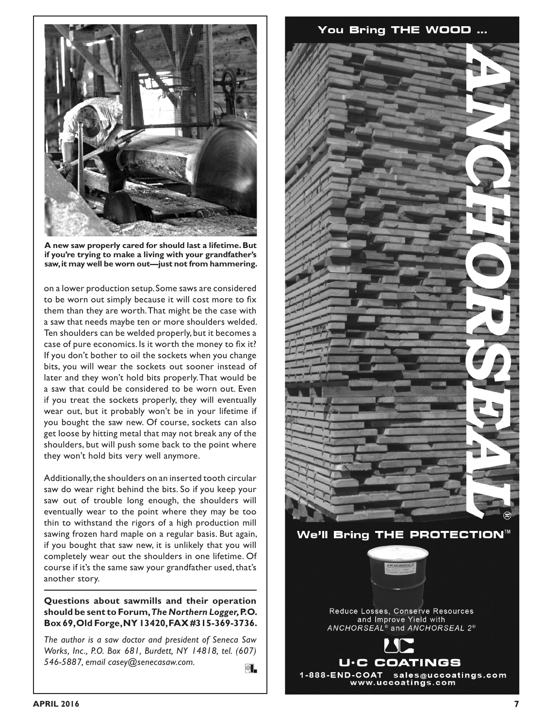**A new saw properly cared for should last a lifetime. But if you're trying to make a living with your grandfather's saw, it may well be worn out—just not from hammering.**

on a lower production setup. Some saws are considered to be worn out simply because it will cost more to fix them than they are worth. That might be the case with a saw that needs maybe ten or more shoulders welded. Ten shoulders can be welded properly, but it becomes a case of pure economics. Is it worth the money to fix it? If you don't bother to oil the sockets when you change bits, you will wear the sockets out sooner instead of later and they won't hold bits properly. That would be a saw that could be considered to be worn out. Even if you treat the sockets properly, they will eventually wear out, but it probably won't be in your lifetime if you bought the saw new. Of course, sockets can also get loose by hitting metal that may not break any of the shoulders, but will push some back to the point where they won't hold bits very well anymore.

Additionally, the shoulders on an inserted tooth circular saw do wear right behind the bits. So if you keep your saw out of trouble long enough, the shoulders will eventually wear to the point where they may be too thin to withstand the rigors of a high production mill sawing frozen hard maple on a regular basis. But again, if you bought that saw new, it is unlikely that you will completely wear out the shoulders in one lifetime. Of course if it's the same saw your grandfather used, that's another story.

**Questions about sawmills and their operation should be sent to Forum, *The Northern Logger,* P.O. Box 69, Old Forge, NY 13420, FAX #315-369-3736.**

*The author is a saw doctor and president of Seneca Saw Works, Inc., P.O. Box 681, Burdett, NY 14818, tel. (607) 546-5887, email casey@senecasaw.com.*

You Bring THE WOOD ...

ANCHORSEAL®

We'll Bring THE PROTECTION™

Reduce Losses, Conserve Resources and Improve Yield with *ANCHORSEAL®* and *ANCHORSEAL 2®*

U·C COATINGS

1-888-END-COAT sales@uccoatings.com
www.uccoatings.com